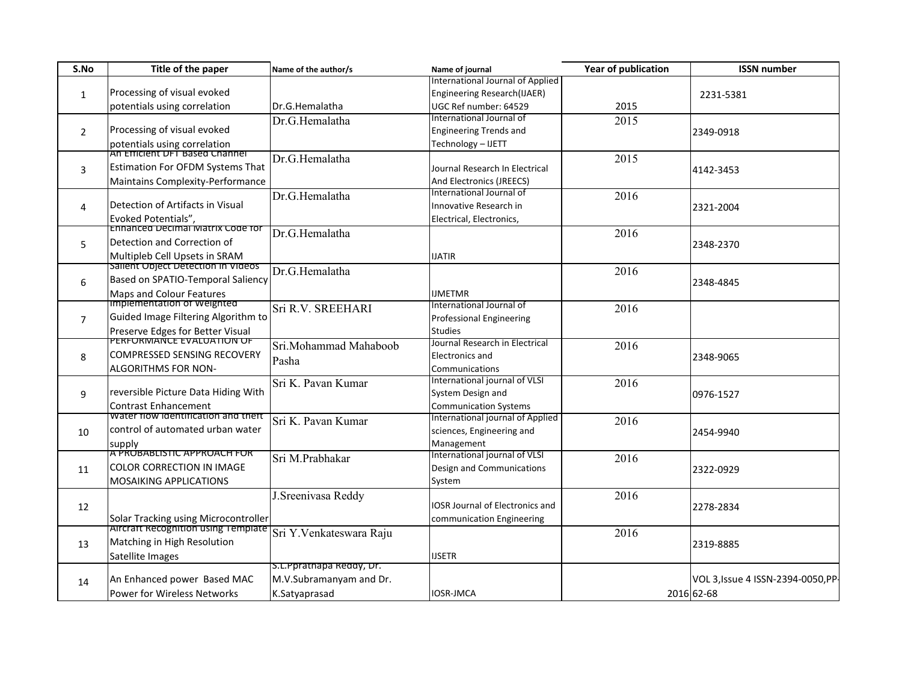| S.No | Title of the paper | Name of the author/s | Name of journal | Year of publication | ISSN number |
|---|---|---|---|---|---|
| 1 | Processing of visual evoked potentials using correlation | Dr.G.Hemalatha | International Journal of Applied Engineering Research(IJAER) UGC Ref number: 64529 | 2015 | 2231-5381 |
| 2 | Processing of visual evoked potentials using correlation | Dr.G.Hemalatha | International Journal of Engineering Trends and Technology – IJETT | 2015 | 2349-0918 |
| 3 | An Efficient DFT Based Channel Estimation For OFDM Systems That Maintains Complexity-Performance | Dr.G.Hemalatha | Journal Research In Electrical And Electronics (JREECS) | 2015 | 4142-3453 |
| 4 | Detection of Artifacts in Visual Evoked Potentials", | Dr.G.Hemalatha | International Journal of Innovative Research in Electrical, Electronics, | 2016 | 2321-2004 |
| 5 | Enhanced Decimal Matrix Code for Detection and Correction of Multipleb Cell Upsets in SRAM | Dr.G.Hemalatha | IJATIR | 2016 | 2348-2370 |
| 6 | Salient Object Detection in Videos Based on SPATIO-Temporal Saliency Maps and Colour Features | Dr.G.Hemalatha | IJMETMR | 2016 | 2348-4845 |
| 7 | Implementation of Weighted Guided Image Filtering Algorithm to Preserve Edges for Better Visual | Sri R.V. SREEHARI | International Journal of Professional Engineering Studies | 2016 | |
| 8 | PERFORMANCE EVALUATION OF COMPRESSED SENSING RECOVERY ALGORITHMS FOR NON- | Sri.Mohammad Mahaboob Pasha | Journal Research in Electrical Electronics and Communications | 2016 | 2348-9065 |
| 9 | reversible Picture Data Hiding With Contrast Enhancement | Sri K. Pavan Kumar | International journal of VLSI System Design and Communication Systems | 2016 | 0976-1527 |
| 10 | Water flow identification and theft control of automated urban water supply | Sri K. Pavan Kumar | International journal of Applied sciences, Engineering and Management | 2016 | 2454-9940 |
| 11 | A PROBABLISTIC APPROACH FOR COLOR CORRECTION IN IMAGE MOSAIKING APPLICATIONS | Sri M.Prabhakar | International journal of VLSI Design and Communications System | 2016 | 2322-0929 |
| 12 | Solar Tracking using Microcontroller | J.Sreenivasa Reddy | IOSR Journal of Electronics and communication Engineering | 2016 | 2278-2834 |
| 13 | Aircraft Recognition using Template Matching in High Resolution Satellite Images | Sri Y.Venkateswara Raju | IJSETR | 2016 | 2319-8885 |
| 14 | An Enhanced power Based MAC Power for Wireless Networks | S.L.Ppratnapa Reddy, Dr. M.V.Subramanyam and Dr. K.Satyaprasad | IOSR-JMCA | 2016 | VOL 3,Issue 4 ISSN-2394-0050,PP-62-68 |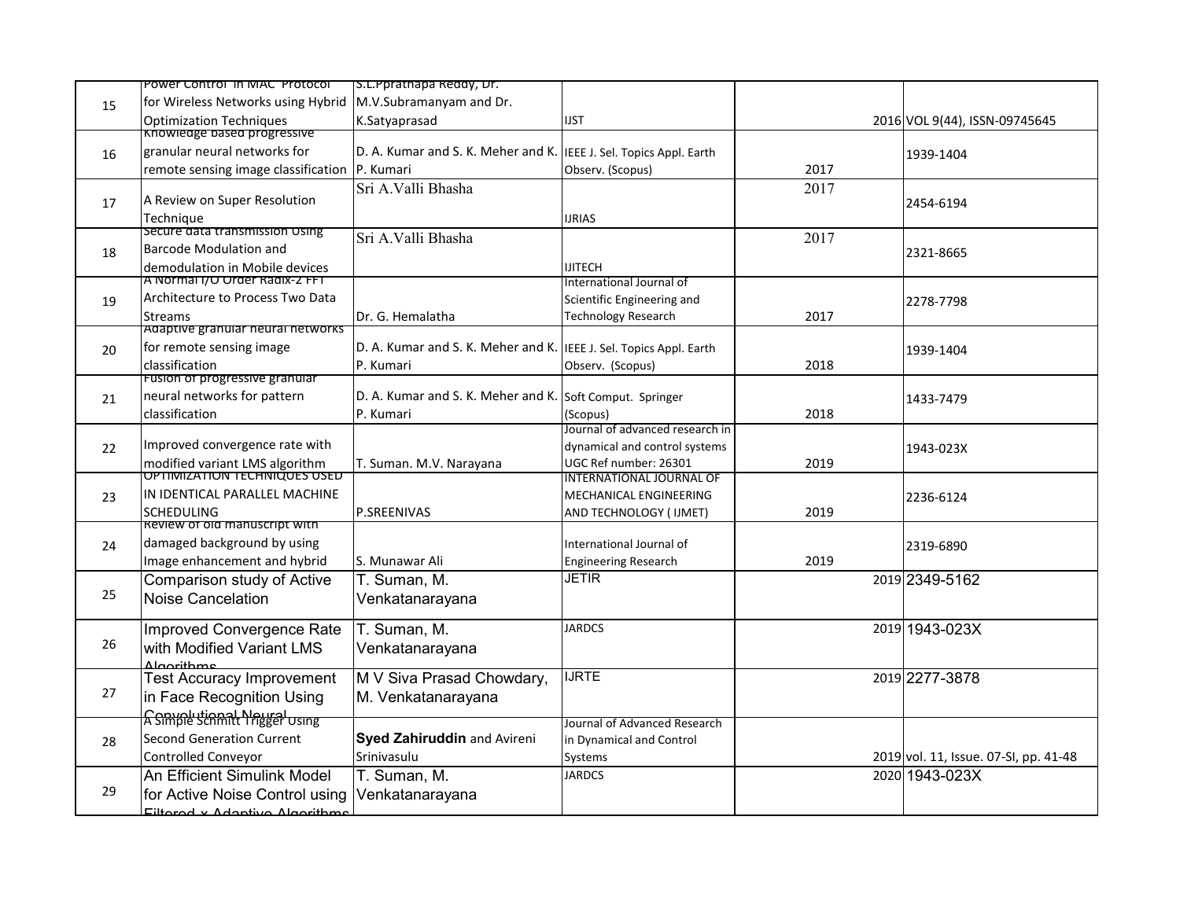| | | | | | |
|---|---|---|---|---|---|
| 15 | Power Control in MAC Protocol for Wireless Networks using Hybrid Optimization Techniques | S.L.Ppratnapa Reddy, Dr. M.V.Subramanyam and Dr. K.Satyaprasad | IJST | 2016 | VOL 9(44), ISSN-09745645 |
| 16 | Knowledge based progressive granular neural networks for remote sensing image classification | D. A. Kumar and S. K. Meher and K. P. Kumari | IEEE J. Sel. Topics Appl. Earth Observ. (Scopus) | 2017 | 1939-1404 |
| 17 | A Review on Super Resolution Technique | Sri A.Valli Bhasha | IJRIAS | 2017 | 2454-6194 |
| 18 | Secure data transmission Using Barcode Modulation and demodulation in Mobile devices | Sri A.Valli Bhasha | IJITECH | 2017 | 2321-8665 |
| 19 | A Normal I/O Order Radix-2 FFT Architecture to Process Two Data Streams | Dr. G. Hemalatha | International Journal of Scientific Engineering and Technology Research | 2017 | 2278-7798 |
| 20 | Adaptive granular neural networks for remote sensing image classification | D. A. Kumar and S. K. Meher and K. P. Kumari | IEEE J. Sel. Topics Appl. Earth Observ. (Scopus) | 2018 | 1939-1404 |
| 21 | Fusion of progressive granular neural networks for pattern classification | D. A. Kumar and S. K. Meher and K. P. Kumari | Soft Comput. Springer (Scopus) | 2018 | 1433-7479 |
| 22 | Improved convergence rate with modified variant LMS algorithm | T. Suman. M.V. Narayana | Journal of advanced research in dynamical and control systems UGC Ref number: 26301 | 2019 | 1943-023X |
| 23 | OPTIMIZATION TECHNIQUES USED IN IDENTICAL PARALLEL MACHINE SCHEDULING | P.SREENIVAS | INTERNATIONAL JOURNAL OF MECHANICAL ENGINEERING AND TECHNOLOGY ( IJMET) | 2019 | 2236-6124 |
| 24 | Review of old manuscript with damaged background by using Image enhancement and hybrid | S. Munawar Ali | International Journal of Engineering Research | 2019 | 2319-6890 |
| 25 | Comparison study of Active Noise Cancelation | T. Suman, M. Venkatanarayana | JETIR | 2019 | 2349-5162 |
| 26 | Improved Convergence Rate with Modified Variant LMS Algorithms | T. Suman, M. Venkatanarayana | JARDCS | 2019 | 1943-023X |
| 27 | Test Accuracy Improvement in Face Recognition Using Convolutional Neural | M V Siva Prasad Chowdary, M. Venkatanarayana | IJRTE | 2019 | 2277-3878 |
| 28 | A Simple Schmitt Trigger Using Second Generation Current Controlled Conveyor | **Syed Zahiruddin** and Avireni Srinivasulu | Journal of Advanced Research in Dynamical and Control Systems | 2019 | vol. 11, Issue. 07-SI, pp. 41-48 |
| 29 | An Efficient Simulink Model for Active Noise Control using Filtered x Adaptive Algorithms | T. Suman, M. Venkatanarayana | JARDCS | 2020 | 1943-023X |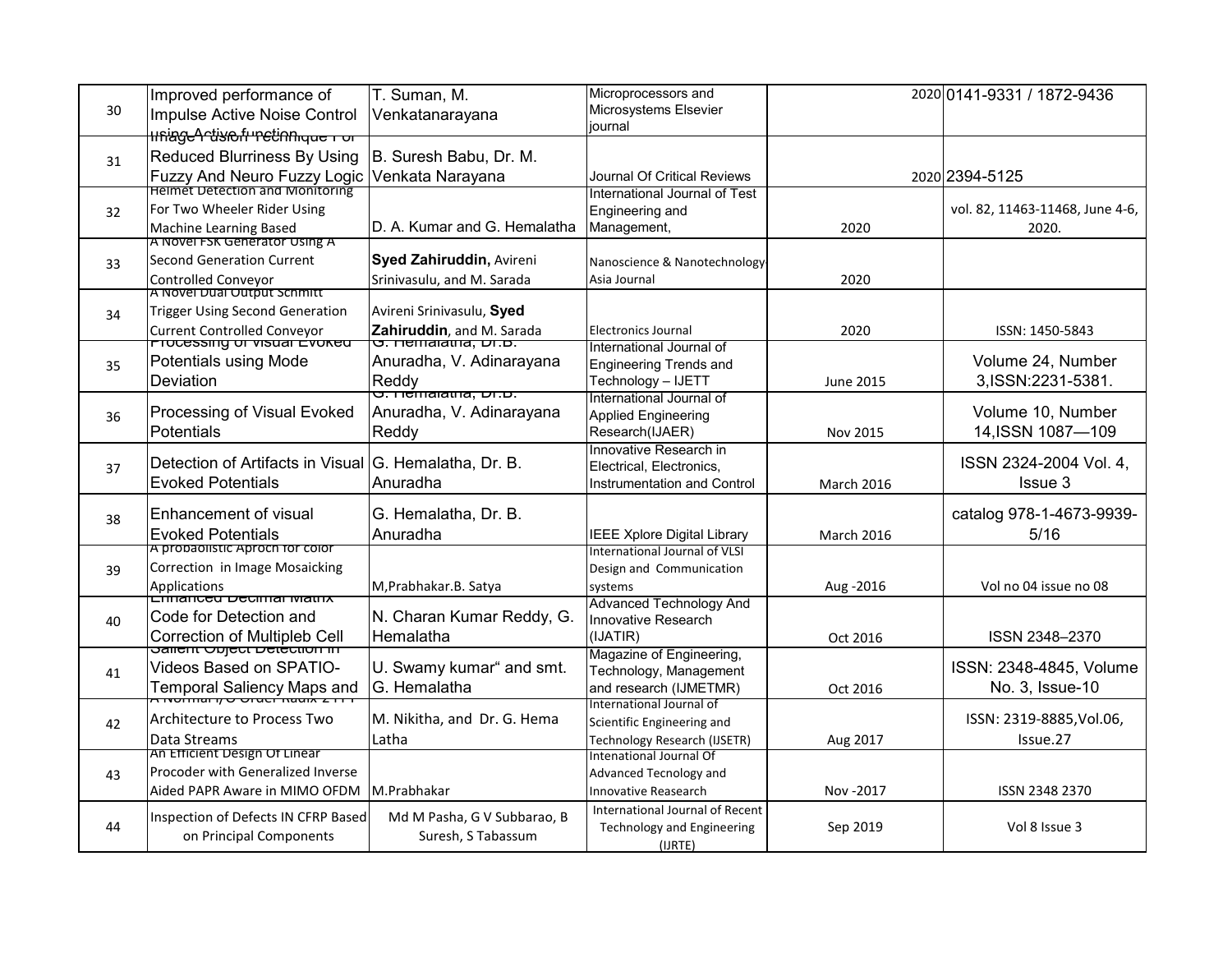| | | | | | |
|---|---|---|---|---|---|
| 30 | Improved performance of Impulse Active Noise Control using Active function | T. Suman, M. Venkatanarayana | Microprocessors and Microsystems Elsevier journal | 2020 | 0141-9331 / 1872-9436 |
| 31 | Image Fusion Technique For Reduced Blurriness By Using Fuzzy And Neuro Fuzzy Logic | B. Suresh Babu, Dr. M. Venkata Narayana | Journal Of Critical Reviews | 2020 | 2394-5125 |
| 32 | Helmet Detection and Monitoring For Two Wheeler Rider Using Machine Learning Based | D. A. Kumar and G. Hemalatha | International Journal of Test Engineering and Management, | 2020 | vol. 82, 11463-11468, June 4-6, 2020. |
| 33 | A Novel FSK Generator Using A Second Generation Current Controlled Conveyor | **Syed Zahiruddin,** Avireni Srinivasulu, and M. Sarada | Nanoscience & Nanotechnology-Asia Journal | 2020 | |
| 34 | A Novel Dual Output Schmitt Trigger Using Second Generation Current Controlled Conveyor | Avireni Srinivasulu, **Syed Zahiruddin**, and M. Sarada | Electronics Journal | 2020 | ISSN: 1450-5843 |
| 35 | Processing of visual Evoked Potentials using Mode Deviation | G. Hemalatha, Dr.B. Anuradha, V. Adinarayana Reddy | International Journal of Engineering Trends and Technology – IJETT | June 2015 | Volume 24, Number 3,ISSN:2231-5381. |
| 36 | Processing of Visual Evoked Potentials | G. Hemalatha, Dr.B. Anuradha, V. Adinarayana Reddy | International Journal of Applied Engineering Research(IJAER) | Nov 2015 | Volume 10, Number 14,ISSN 1087—109 |
| 37 | Detection of Artifacts in Visual Evoked Potentials | G. Hemalatha, Dr. B. Anuradha | Innovative Research in Electrical, Electronics, Instrumentation and Control | March 2016 | ISSN 2324-2004 Vol. 4, Issue 3 |
| 38 | Enhancement of visual Evoked Potentials | G. Hemalatha, Dr. B. Anuradha | IEEE Xplore Digital Library | March 2016 | catalog 978-1-4673-9939-5/16 |
| 39 | A probabolistic Aproch for color Correction in Image Mosaicking Applications | M,Prabhakar.B. Satya | International Journal of VLSI Design and Communication systems | Aug -2016 | Vol no 04 issue no 08 |
| 40 | Enhanced Decimal Matrix Code for Detection and Correction of Multipleb Cell | N. Charan Kumar Reddy, G. Hemalatha | Advanced Technology And Innovative Research (IJATIR) | Oct 2016 | ISSN 2348–2370 |
| 41 | Salient Object Detection in Videos Based on SPATIO-Temporal Saliency Maps and | U. Swamy kumar" and smt. G. Hemalatha | Magazine of Engineering, Technology, Management and research (IJMETMR) | Oct 2016 | ISSN: 2348-4845, Volume No. 3, Issue-10 |
| 42 | A Normal I/O Order Radix-2 FFT Architecture to Process Two Data Streams | M. Nikitha, and Dr. G. Hema Latha | International Journal of Scientific Engineering and Technology Research (IJSETR) | Aug 2017 | ISSN: 2319-8885,Vol.06, Issue.27 |
| 43 | An Efficient Design Of Linear Procoder with Generalized Inverse Aided PAPR Aware in MIMO OFDM | M.Prabhakar | Intenational Journal Of Advanced Tecnology and Innovative Reasearch | Nov -2017 | ISSN 2348 2370 |
| 44 | Inspection of Defects IN CFRP Based on Principal Components | Md M Pasha, G V Subbarao, B Suresh, S Tabassum | International Journal of Recent Technology and Engineering (IJRTE) | Sep 2019 | Vol 8 Issue 3 |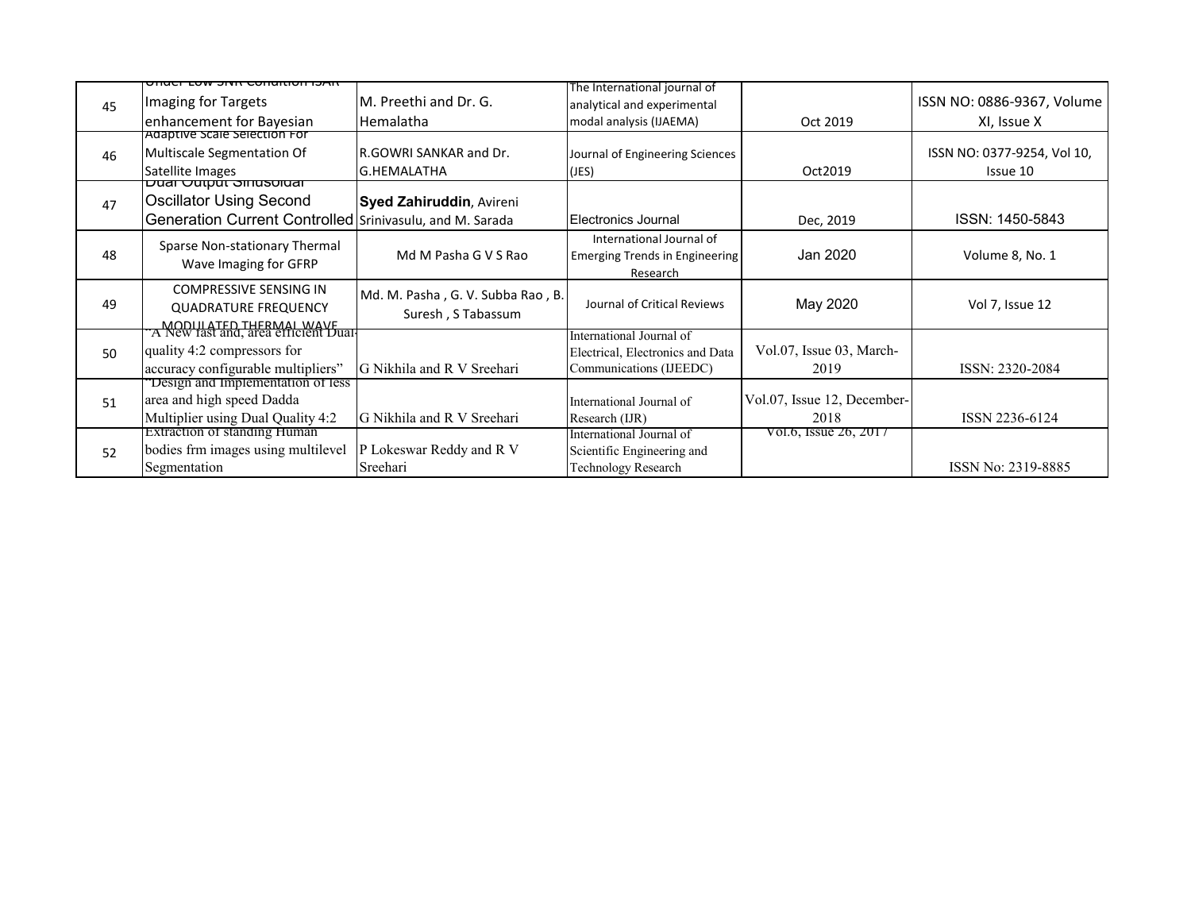| | | | | | |
|---|---|---|---|---|---|
| 45 | Under Low SNR Condition ISAR Imaging for Targets enhancement for Bayesian | M. Preethi and Dr. G. Hemalatha | The International journal of analytical and experimental modal analysis (IJAEMA) | Oct 2019 | ISSN NO: 0886-9367, Volume XI, Issue X |
| 46 | Adaptive Scale Selection For Multiscale Segmentation Of Satellite Images | R.GOWRI SANKAR and Dr. G.HEMALATHA | Journal of Engineering Sciences (JES) | Oct2019 | ISSN NO: 0377-9254, Vol 10, Issue 10 |
| 47 | Dual Output Sinusoidal Oscillator Using Second Generation Current Controlled | **Syed Zahiruddin**, Avireni Srinivasulu, and M. Sarada | Electronics Journal | Dec, 2019 | ISSN: 1450-5843 |
| 48 | Sparse Non-stationary Thermal Wave Imaging for GFRP | Md M Pasha G V S Rao | International Journal of Emerging Trends in Engineering Research | Jan 2020 | Volume 8, No. 1 |
| 49 | COMPRESSIVE SENSING IN QUADRATURE FREQUENCY MODULATED THERMAL WAVE | Md. M. Pasha , G. V. Subba Rao , B. Suresh , S Tabassum | Journal of Critical Reviews | May 2020 | Vol 7, Issue 12 |
| 50 | "A New fast and, area efficient Dual-quality 4:2 compressors for accuracy configurable multipliers" | G Nikhila and R V Sreehari | International Journal of Electrical, Electronics and Data Communications (IJEEDC) | Vol.07, Issue 03, March-2019 | ISSN: 2320-2084 |
| 51 | "Design and Implementation of less area and high speed Dadda Multiplier using Dual Quality 4:2 | G Nikhila and R V Sreehari | International Journal of Research (IJR) | Vol.07, Issue 12, December-2018 | ISSN 2236-6124 |
| 52 | Extraction of standing Human bodies frm images using multilevel Segmentation | P Lokeswar Reddy and R V Sreehari | International Journal of Scientific Engineering and Technology Research | Vol.6, Issue 26, 2017 | ISSN No: 2319-8885 |